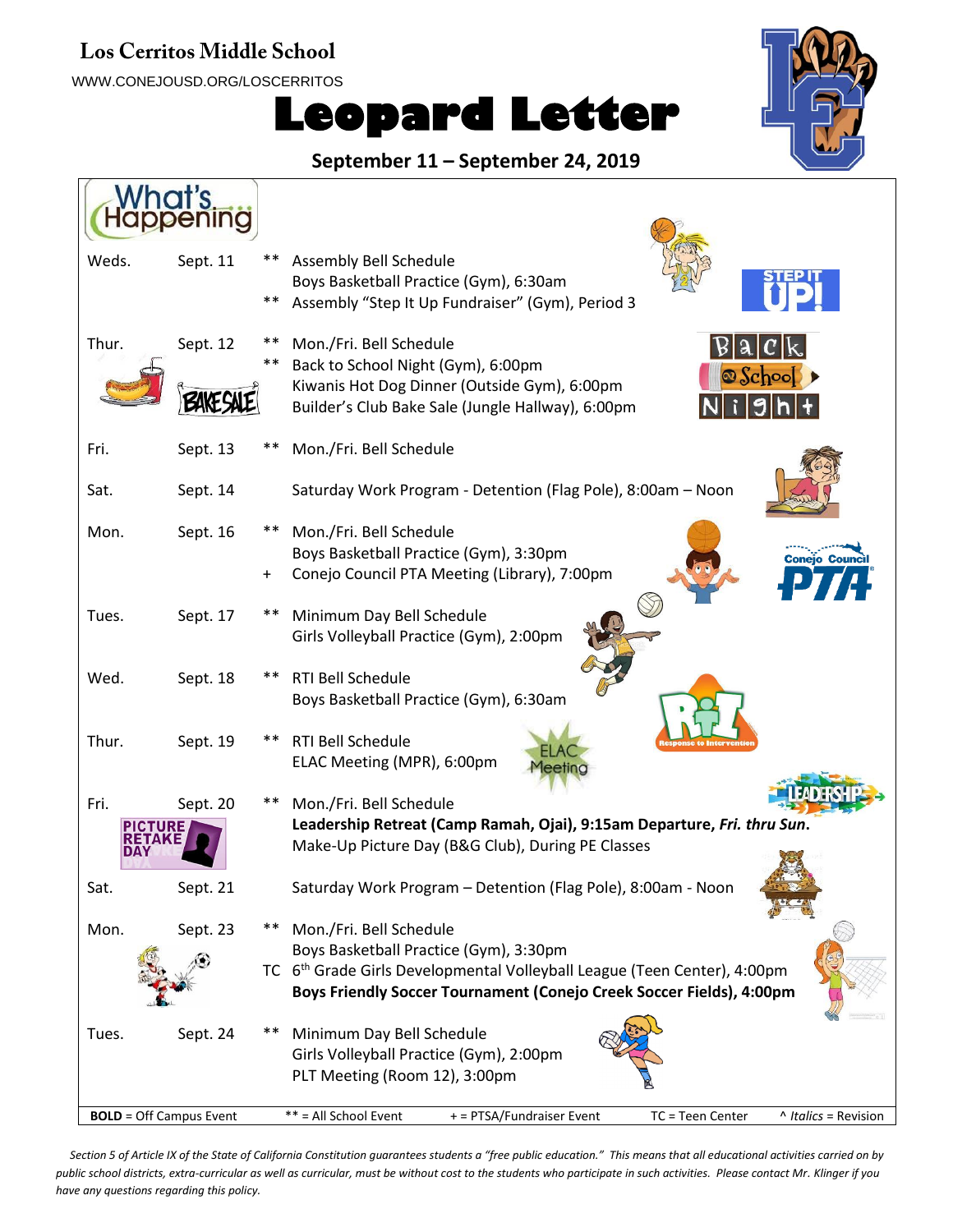**Los Cerritos Middle School**

WWW.CONEJOUSD.ORG/LOSCERRITOS

# Leopard Letter

## September 11 – September 24, 2019

### What's Happening

| Day | Date | | Event |
|---|---|---|---|
| Weds. | Sept. 11 | ** | Assembly Bell Schedule |
| | | | Boys Basketball Practice (Gym), 6:30am |
| | | ** | Assembly "Step It Up Fundraiser" (Gym), Period 3 |
| Thur. | Sept. 12 | ** | Mon./Fri. Bell Schedule |
| | | ** | Back to School Night (Gym), 6:00pm |
| | | | Kiwanis Hot Dog Dinner (Outside Gym), 6:00pm |
| | | | Builder's Club Bake Sale (Jungle Hallway), 6:00pm |
| Fri. | Sept. 13 | ** | Mon./Fri. Bell Schedule |
| Sat. | Sept. 14 | | Saturday Work Program - Detention (Flag Pole), 8:00am – Noon |
| Mon. | Sept. 16 | ** | Mon./Fri. Bell Schedule |
| | | | Boys Basketball Practice (Gym), 3:30pm |
| | | + | Conejo Council PTA Meeting (Library), 7:00pm |
| Tues. | Sept. 17 | ** | Minimum Day Bell Schedule |
| | | | Girls Volleyball Practice (Gym), 2:00pm |
| Wed. | Sept. 18 | ** | RTI Bell Schedule |
| | | | Boys Basketball Practice (Gym), 6:30am |
| Thur. | Sept. 19 | ** | RTI Bell Schedule |
| | | | ELAC Meeting (MPR), 6:00pm |
| Fri. | Sept. 20 | ** | Mon./Fri. Bell Schedule |
| | | | **Leadership Retreat (Camp Ramah, Ojai), 9:15am Departure, *Fri. thru Sun*.** |
| | | | Make-Up Picture Day (B&G Club), During PE Classes |
| Sat. | Sept. 21 | | Saturday Work Program – Detention (Flag Pole), 8:00am - Noon |
| Mon. | Sept. 23 | ** | Mon./Fri. Bell Schedule |
| | | | Boys Basketball Practice (Gym), 3:30pm |
| | | TC | 6th Grade Girls Developmental Volleyball League (Teen Center), 4:00pm |
| | | | **Boys Friendly Soccer Tournament (Conejo Creek Soccer Fields), 4:00pm** |
| Tues. | Sept. 24 | ** | Minimum Day Bell Schedule |
| | | | Girls Volleyball Practice (Gym), 2:00pm |
| | | | PLT Meeting (Room 12), 3:00pm |

**BOLD** = Off Campus Event | ** = All School Event | + = PTSA/Fundraiser Event | TC = Teen Center | ^ *Italics* = Revision

*Section 5 of Article IX of the State of California Constitution guarantees students a "free public education." This means that all educational activities carried on by public school districts, extra-curricular as well as curricular, must be without cost to the students who participate in such activities. Please contact Mr. Klinger if you have any questions regarding this policy.*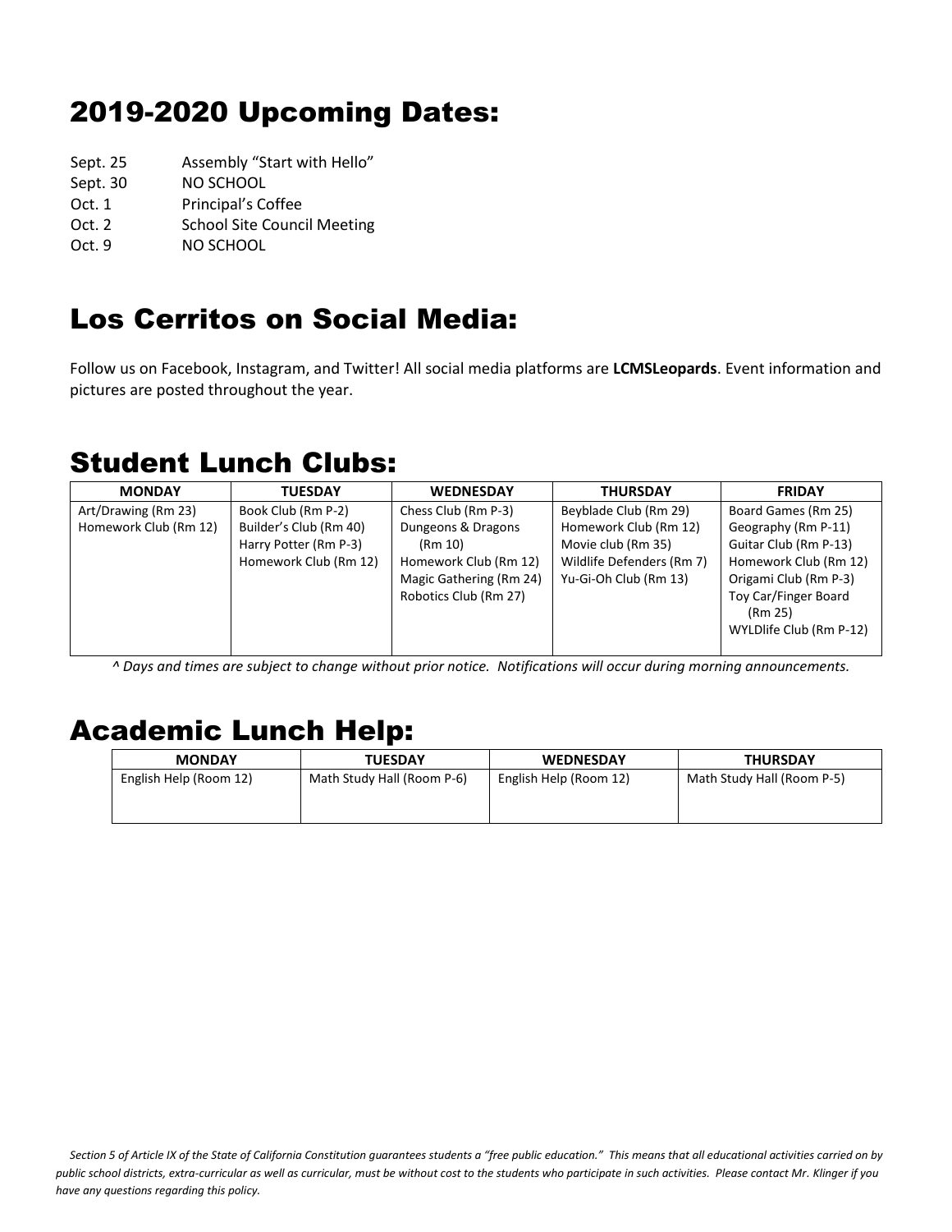## 2019-2020 Upcoming Dates:

Sept. 25 Assembly “Start with Hello”
Sept. 30 NO SCHOOL
Oct. 1 Principal’s Coffee
Oct. 2 School Site Council Meeting
Oct. 9 NO SCHOOL

## Los Cerritos on Social Media:

Follow us on Facebook, Instagram, and Twitter! All social media platforms are **LCMSLeopards**. Event information and pictures are posted throughout the year.

## Student Lunch Clubs:

| MONDAY | TUESDAY | WEDNESDAY | THURSDAY | FRIDAY |
|---|---|---|---|---|
| Art/Drawing (Rm 23)<br>Homework Club (Rm 12) | Book Club (Rm P-2)<br>Builder’s Club (Rm 40)<br>Harry Potter (Rm P-3)<br>Homework Club (Rm 12) | Chess Club (Rm P-3)<br>Dungeons & Dragons (Rm 10)<br>Homework Club (Rm 12)<br>Magic Gathering (Rm 24)<br>Robotics Club (Rm 27) | Beyblade Club (Rm 29)<br>Homework Club (Rm 12)<br>Movie club (Rm 35)<br>Wildlife Defenders (Rm 7)<br>Yu-Gi-Oh Club (Rm 13) | Board Games (Rm 25)<br>Geography (Rm P-11)<br>Guitar Club (Rm P-13)<br>Homework Club (Rm 12)<br>Origami Club (Rm P-3)<br>Toy Car/Finger Board (Rm 25)<br>WYLDlife Club (Rm P-12) |

*^ Days and times are subject to change without prior notice. Notifications will occur during morning announcements.*

## Academic Lunch Help:

| MONDAY | TUESDAY | WEDNESDAY | THURSDAY |
|---|---|---|---|
| English Help (Room 12) | Math Study Hall (Room P-6) | English Help (Room 12) | Math Study Hall (Room P-5) |

*Section 5 of Article IX of the State of California Constitution guarantees students a “free public education.” This means that all educational activities carried on by public school districts, extra-curricular as well as curricular, must be without cost to the students who participate in such activities. Please contact Mr. Klinger if you have any questions regarding this policy.*